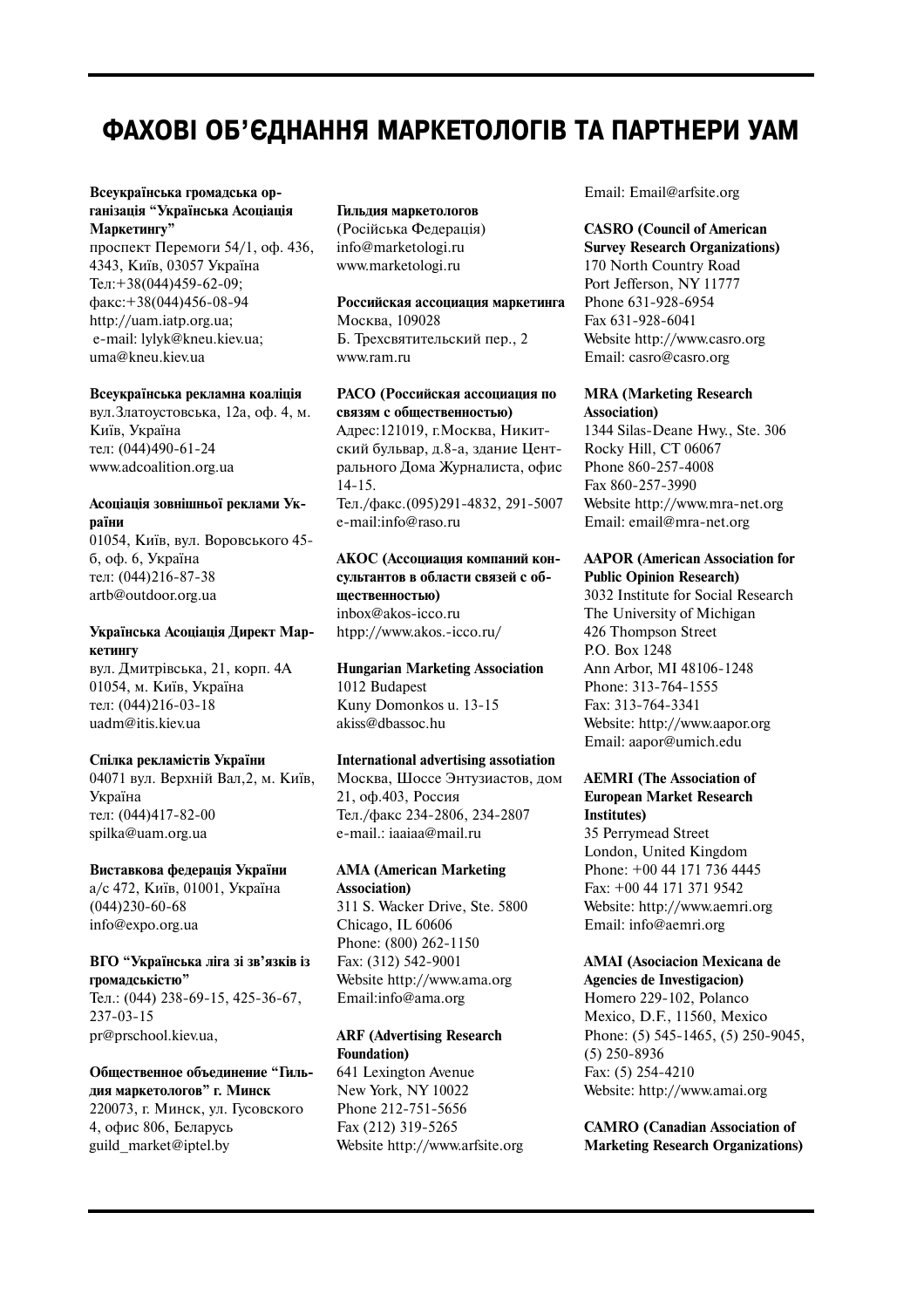# ФАХОВІ ОБ'ЄДНАННЯ МАРКЕТОЛОГІВ ТА ПАРТНЕРИ УАМ

**Всеукраїнська громадська організація "Українська Асоціація Маркетингу"**
проспект Перемоги 54/1, оф. 436, 4343, Київ, 03057 Україна
Тел:+38(044)459-62-09;
факс:+38(044)456-08-94
http://uam.iatp.org.ua;
e-mail: lylyk@kneu.kiev.ua;
uma@kneu.kiev.ua

**Всеукраїнська рекламна коаліція**
вул.Златоустовська, 12а, оф. 4, м. Київ, Україна
тел: (044)490-61-24
www.adcoalition.org.ua

**Асоціація зовнішньої реклами України**
01054, Київ, вул. Воровського 45-б, оф. 6, Україна
тел: (044)216-87-38
artb@outdoor.org.ua

**Українська Асоціація Директ Маркетингу**
вул. Дмитрівська, 21, корп. 4А
01054, м. Київ, Україна
тел: (044)216-03-18
uadm@itis.kiev.ua

**Спілка рекламістів України**
04071 вул. Верхній Вал,2, м. Київ, Україна
тел: (044)417-82-00
spilka@uam.org.ua

**Виставкова федерація України**
а/с 472, Київ, 01001, Україна
(044)230-60-68
info@expo.org.ua

**ВГО "Українська ліга зі зв'язків із громадськістю"**
Тел.: (044) 238-69-15, 425-36-67, 237-03-15
pr@prschool.kiev.ua,

**Общественное объединение "Гильдия маркетологов" г. Минск**
220073, г. Минск, ул. Гусовского 4, офис 806, Беларусь
guild_market@iptel.by

**Гильдия маркетологов**
(Російська Федерація)
info@marketologi.ru
www.marketologi.ru

**Российская ассоциация маркетинга**
Москва, 109028
Б. Трехсвятительский пер., 2
www.ram.ru

**РАСО (Российская ассоциация по связям с общественностью)**
Адрес:121019, г.Москва, Никитский бульвар, д.8-а, здание Центрального Дома Журналиста, офис 14-15.
Тел./факс.(095)291-4832, 291-5007
e-mail:info@raso.ru

**АКОС (Ассоциация компаний консультантов в области связей с общественностью)**
inbox@akos-icco.ru
htpp://www.akos.-icco.ru/

**Hungarian Marketing Association**
1012 Budapest
Kuny Domonkos u. 13-15
akiss@dbassoc.hu

**International advertising assotiation**
Москва, Шоссе Энтузиастов, дом 21, оф.403, Россия
Тел./факс 234-2806, 234-2807
e-mail.: iaaiaa@mail.ru

**AMA (American Marketing Association)**
311 S. Wacker Drive, Ste. 5800
Chicago, IL 60606
Phone: (800) 262-1150
Fax: (312) 542-9001
Website http://www.ama.org
Email:info@ama.org

**ARF (Advertising Research Foundation)**
641 Lexington Avenue
New York, NY 10022
Phone 212-751-5656
Fax (212) 319-5265
Website http://www.arfsite.org
Email: Email@arfsite.org

**CASRO (Council of American Survey Research Organizations)**
170 North Country Road
Port Jefferson, NY 11777
Phone 631-928-6954
Fax 631-928-6041
Website http://www.casro.org
Email: casro@casro.org

**MRA (Marketing Research Association)**
1344 Silas-Deane Hwy., Ste. 306
Rocky Hill, CT 06067
Phone 860-257-4008
Fax 860-257-3990
Website http://www.mra-net.org
Email: email@mra-net.org

**AAPOR (American Association for Public Opinion Research)**
3032 Institute for Social Research
The University of Michigan
426 Thompson Street
P.O. Box 1248
Ann Arbor, MI 48106-1248
Phone: 313-764-1555
Fax: 313-764-3341
Website: http://www.aapor.org
Email: aapor@umich.edu

**AEMRI (The Association of European Market Research Institutes)**
35 Perrymead Street
London, United Kingdom
Phone: +00 44 171 736 4445
Fax: +00 44 171 371 9542
Website: http://www.aemri.org
Email: info@aemri.org

**AMAI (Asociacion Mexicana de Agencies de Investigacion)**
Homero 229-102, Polanco
Mexico, D.F., 11560, Mexico
Phone: (5) 545-1465, (5) 250-9045, (5) 250-8936
Fax: (5) 254-4210
Website: http://www.amai.org

**CAMRO (Canadian Association of Marketing Research Organizations)**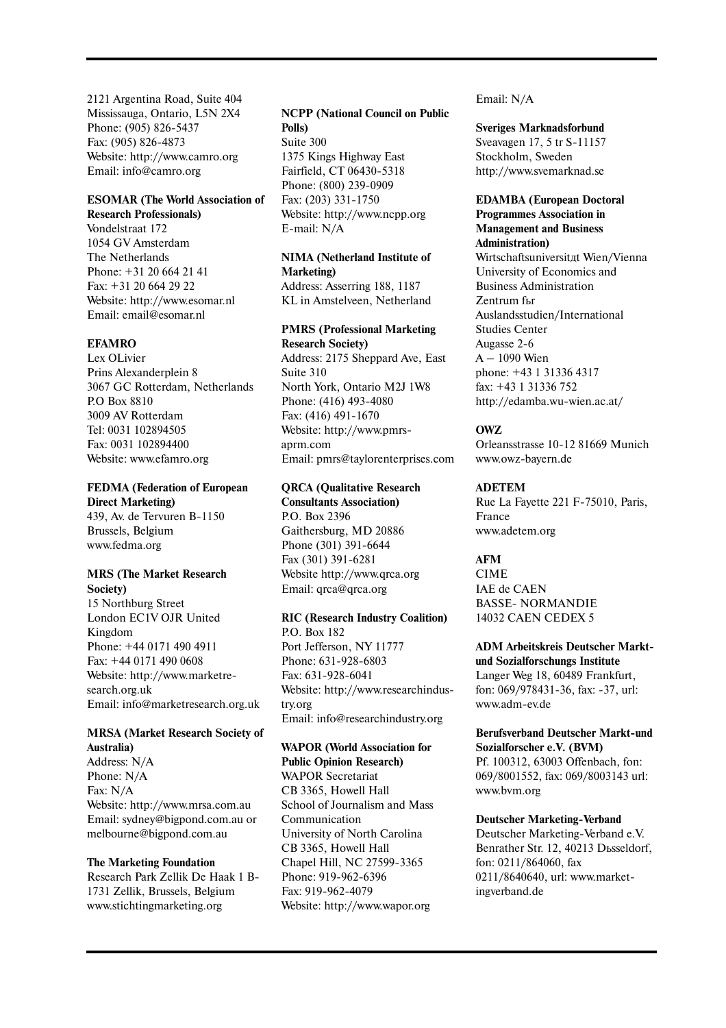2121 Argentina Road, Suite 404
Mississauga, Ontario, L5N 2X4
Phone: (905) 826-5437
Fax: (905) 826-4873
Website: http://www.camro.org
Email: info@camro.org

**ESOMAR (The World Association of Research Professionals)**
Vondelstraat 172
1054 GV Amsterdam
The Netherlands
Phone: +31 20 664 21 41
Fax: +31 20 664 29 22
Website: http://www.esomar.nl
Email: email@esomar.nl

**EFAMRO**
Lex OLivier
Prins Alexanderplein 8
3067 GC Rotterdam, Netherlands
P.O Box 8810
3009 AV Rotterdam
Tel: 0031 102894505
Fax: 0031 102894400
Website: www.efamro.org

**FEDMA (Federation of European Direct Marketing)**
439, Av. de Tervuren B-1150
Brussels, Belgium
www.fedma.org

**MRS (The Market Research Society)**
15 Northburg Street
London EC1V OJR United Kingdom
Phone: +44 0171 490 4911
Fax: +44 0171 490 0608
Website: http://www.marketresearch.org.uk
Email: info@marketresearch.org.uk

**MRSA (Market Research Society of Australia)**
Address: N/A
Phone: N/A
Fax: N/A
Website: http://www.mrsa.com.au
Email: sydney@bigpond.com.au or melbourne@bigpond.com.au

**The Marketing Foundation**
Research Park Zellik De Haak 1 B-1731 Zellik, Brussels, Belgium
www.stichtingmarketing.org

**NCPP (National Council on Public Polls)**
Suite 300
1375 Kings Highway East
Fairfield, CT 06430-5318
Phone: (800) 239-0909
Fax: (203) 331-1750
Website: http://www.ncpp.org
E-mail: N/A

**NIMA (Netherland Institute of Marketing)**
Address: Asserring 188, 1187
KL in Amstelveen, Netherland

**PMRS (Professional Marketing Research Society)**
Address: 2175 Sheppard Ave, East
Suite 310
North York, Ontario M2J 1W8
Phone: (416) 493-4080
Fax: (416) 491-1670
Website: http://www.pmrs-aprm.com
Email: pmrs@taylorenterprises.com

**QRCA (Qualitative Research Consultants Association)**
P.O. Box 2396
Gaithersburg, MD 20886
Phone (301) 391-6644
Fax (301) 391-6281
Website http://www.qrca.org
Email: qrca@qrca.org

**RIC (Research Industry Coalition)**
P.O. Box 182
Port Jefferson, NY 11777
Phone: 631-928-6803
Fax: 631-928-6041
Website: http://www.researchindustry.org
Email: info@researchindustry.org

**WAPOR (World Association for Public Opinion Research)**
WAPOR Secretariat
CB 3365, Howell Hall
School of Journalism and Mass Communication
University of North Carolina
CB 3365, Howell Hall
Chapel Hill, NC 27599-3365
Phone: 919-962-6396
Fax: 919-962-4079
Website: http://www.wapor.org
Email: N/A

**Sveriges Marknadsforbund**
Sveavagen 17, 5 tr S-11157
Stockholm, Sweden
http://www.svemarknad.se

**EDAMBA (European Doctoral Programmes Association in Management and Business Administration)**
Wirtschaftsuniversitдt Wien/Vienna University of Economics and Business Administration
Zentrum fьr Auslandsstudien/International Studies Center
Augasse 2-6
A – 1090 Wien
phone: +43 1 31336 4317
fax: +43 1 31336 752
http://edamba.wu-wien.ac.at/

**OWZ**
Orleansstrasse 10-12 81669 Munich
www.owz-bayern.de

**ADETEM**
Rue La Fayette 221 F-75010, Paris, France
www.adetem.org

**AFM**
CIME
IAE de CAEN
BASSE- NORMANDIE
14032 CAEN CEDEX 5

**ADM Arbeitskreis Deutscher Markt- und Sozialforschungs Institute**
Langer Weg 18, 60489 Frankfurt, fon: 069/978431-36, fax: -37, url: www.adm-ev.de

**Berufsverband Deutscher Markt-und Sozialforscher e.V. (BVM)**
Pf. 100312, 63003 Offenbach, fon: 069/8001552, fax: 069/8003143 url: www.bvm.org

**Deutscher Marketing-Verband**
Deutscher Marketing-Verband e.V. Benrather Str. 12, 40213 Dьsseldorf, fon: 0211/864060, fax 0211/8640640, url: www.marketingverband.de